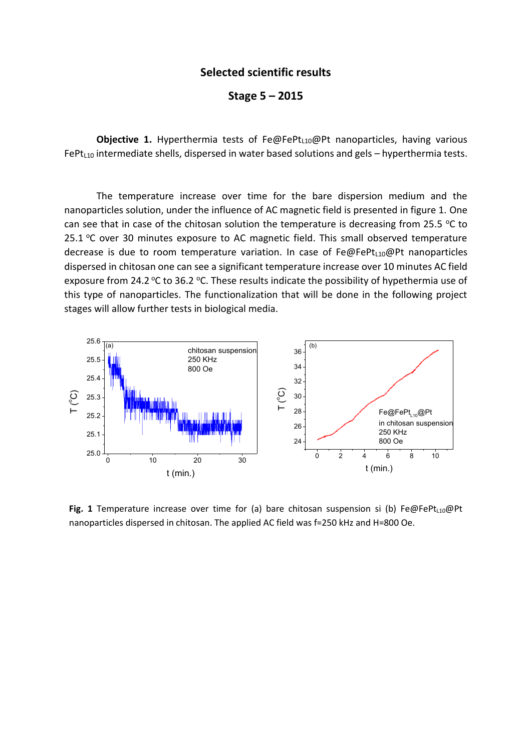## Selected scientific results

### Stage 5 – 2015

**Objective 1.** Hyperthermia tests of Fe@$FePt_{L10}$@Pt nanoparticles, having various $FePt_{L10}$ intermediate shells, dispersed in water based solutions and gels – hyperthermia tests.

The temperature increase over time for the bare dispersion medium and the nanoparticles solution, under the influence of AC magnetic field is presented in figure 1. One can see that in case of the chitosan solution the temperature is decreasing from 25.5 °C to 25.1 °C over 30 minutes exposure to AC magnetic field. This small observed temperature decrease is due to room temperature variation. In case of Fe@$FePt_{L10}$@Pt nanoparticles dispersed in chitosan one can see a significant temperature increase over 10 minutes AC field exposure from 24.2 °C to 36.2 °C. These results indicate the possibility of hypethermia use of this type of nanoparticles. The functionalization that will be done in the following project stages will allow further tests in biological media.

**Fig. 1** Temperature increase over time for (a) bare chitosan suspension si (b) Fe@$FePt_{L10}$@Pt nanoparticles dispersed in chitosan. The applied AC field was f=250 kHz and H=800 Oe.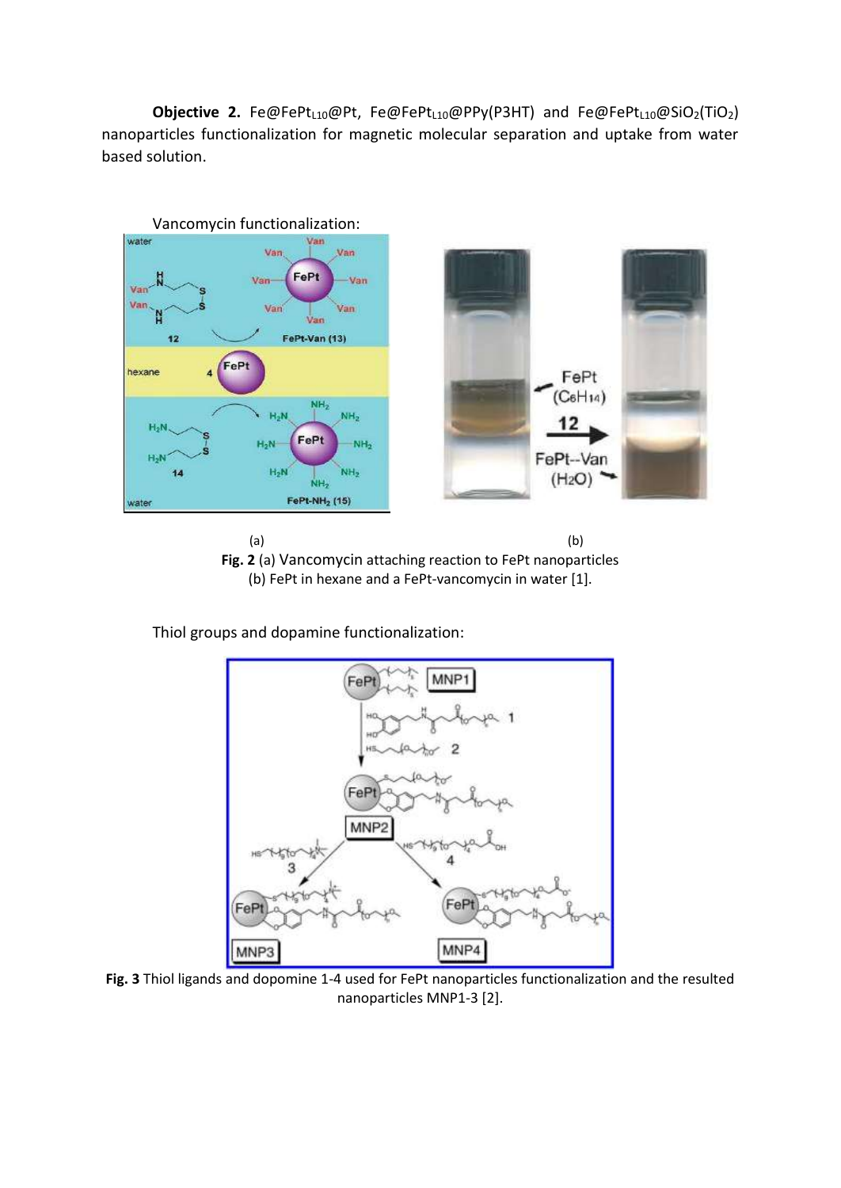**Objective 2.** $Fe@FePt_{L10}@Pt$, $Fe@FePt_{L10}@PPy(P3HT)$ and $Fe@FePt_{L10}@SiO_2(TiO_2)$ nanoparticles functionalization for magnetic molecular separation and uptake from water based solution.

Vancomycin functionalization:

(a) (b)

**Fig. 2** (a) Vancomycin attaching reaction to FePt nanoparticles (b) FePt in hexane and a FePt-vancomycin in water [1].

Thiol groups and dopamine functionalization:

**Fig. 3** Thiol ligands and dopomine 1-4 used for FePt nanoparticles functionalization and the resulted nanoparticles MNP1-3 [2].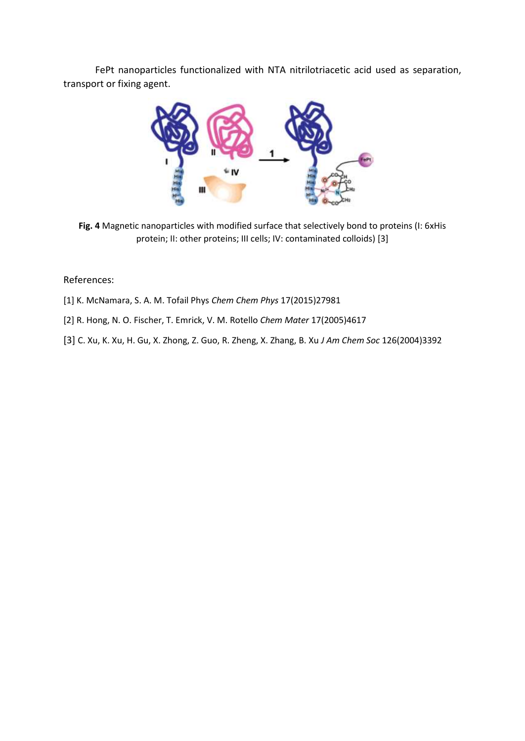FePt nanoparticles functionalized with NTA nitrilotriacetic acid used as separation, transport or fixing agent.

**Fig. 4** Magnetic nanoparticles with modified surface that selectively bond to proteins (I: 6xHis protein; II: other proteins; III cells; IV: contaminated colloids) [3]

References:

[1] K. McNamara, S. A. M. Tofail Phys *Chem Chem Phys* 17(2015)27981

[2] R. Hong, N. O. Fischer, T. Emrick, V. M. Rotello *Chem Mater* 17(2005)4617

[3] C. Xu, K. Xu, H. Gu, X. Zhong, Z. Guo, R. Zheng, X. Zhang, B. Xu *J Am Chem Soc* 126(2004)3392